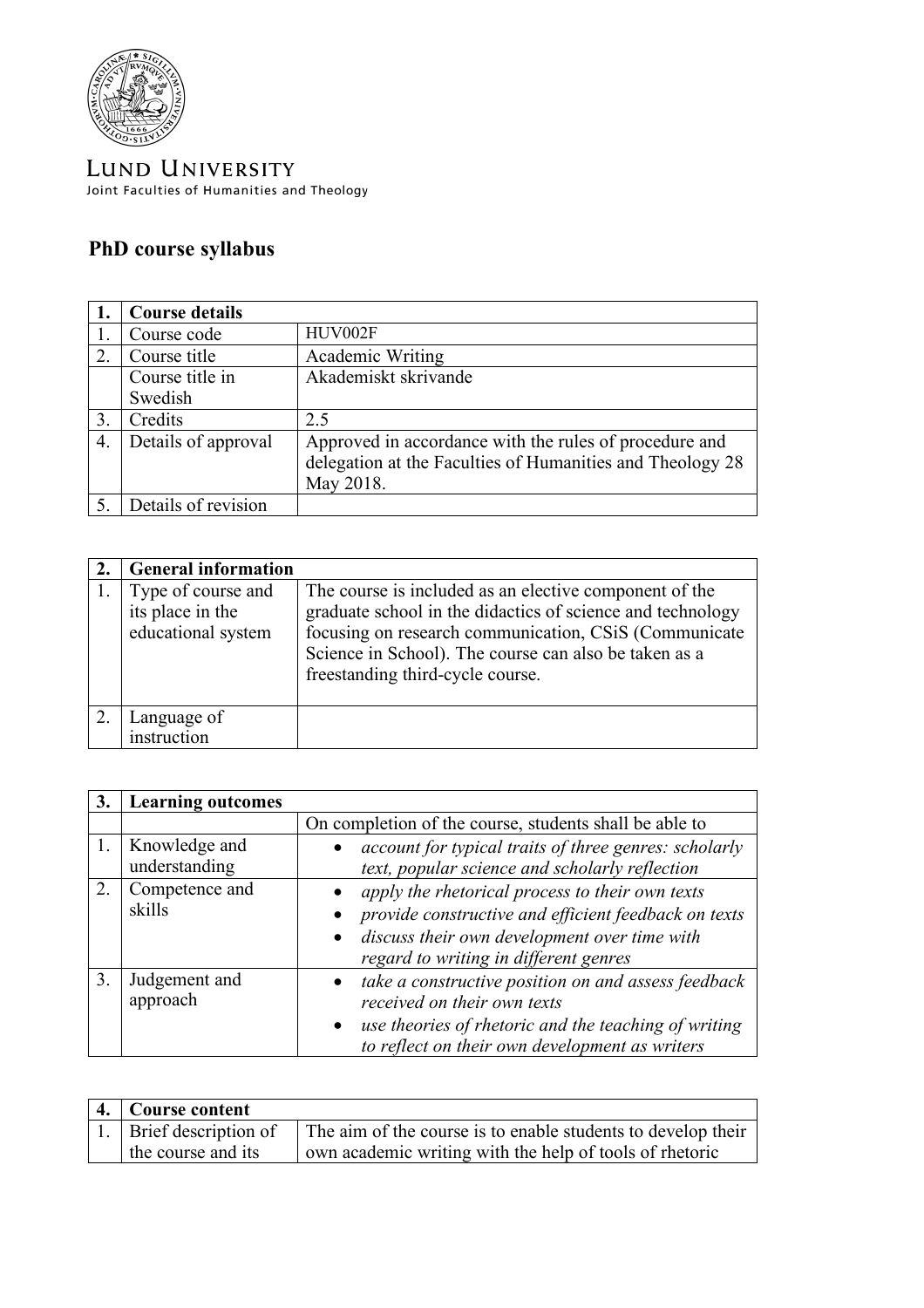LUND UNIVERSITY
Joint Faculties of Humanities and Theology

# PhD course syllabus

| 1. | Course details | |
|---|---|---|
| 1. | Course code | HUV002F |
| 2. | Course title | Academic Writing |
| | Course title in Swedish | Akademiskt skrivande |
| 3. | Credits | 2.5 |
| 4. | Details of approval | Approved in accordance with the rules of procedure and delegation at the Faculties of Humanities and Theology 28 May 2018. |
| 5. | Details of revision | |

| 2. | General information | |
|---|---|---|
| 1. | Type of course and its place in the educational system | The course is included as an elective component of the graduate school in the didactics of science and technology focusing on research communication, CSiS (Communicate Science in School). The course can also be taken as a freestanding third-cycle course. |
| 2. | Language of instruction | |

| 3. | Learning outcomes | |
|---|---|---|
| | | On completion of the course, students shall be able to |
| 1. | Knowledge and understanding | • *account for typical traits of three genres: scholarly text, popular science and scholarly reflection* |
| 2. | Competence and skills | • *apply the rhetorical process to their own texts*<br>• *provide constructive and efficient feedback on texts*<br>• *discuss their own development over time with regard to writing in different genres* |
| 3. | Judgement and approach | • *take a constructive position on and assess feedback received on their own texts*<br>• *use theories of rhetoric and the teaching of writing to reflect on their own development as writers* |

| 4. | Course content | |
|---|---|---|
| 1. | Brief description of the course and its | The aim of the course is to enable students to develop their own academic writing with the help of tools of rhetoric |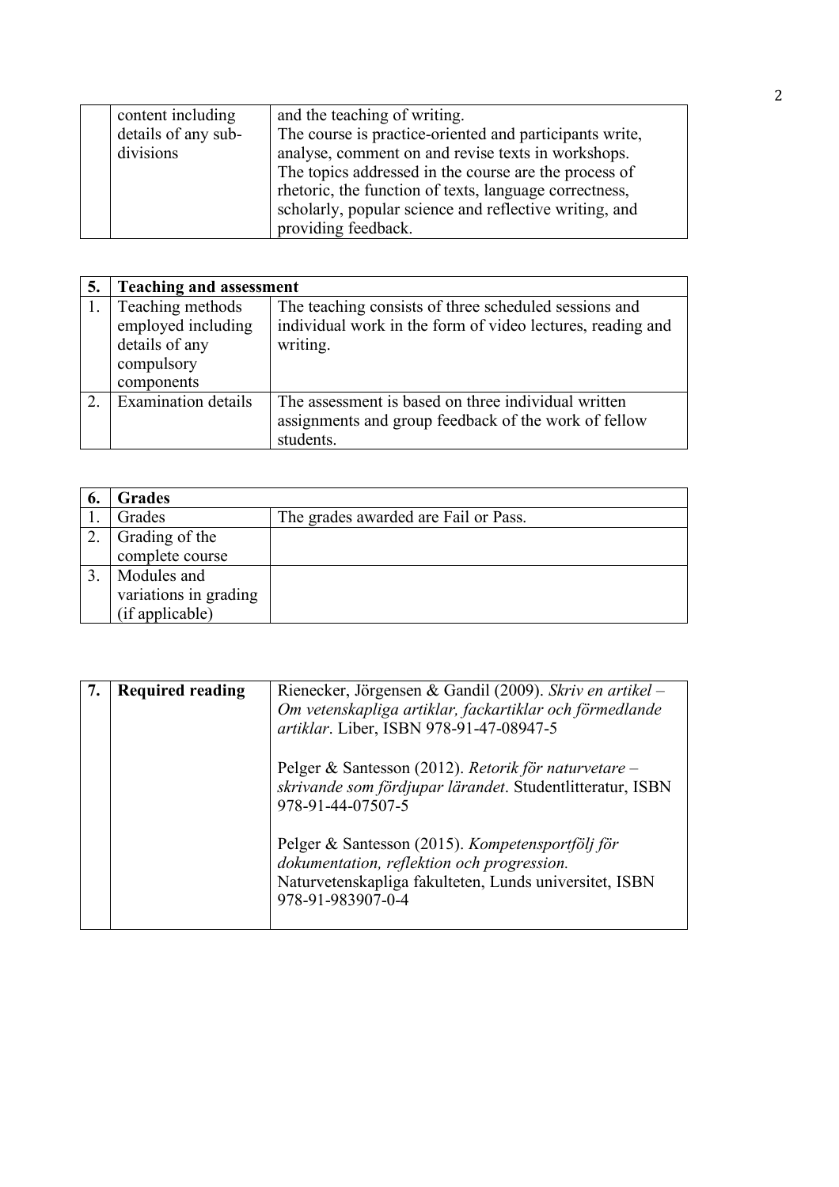| | | |
|---|---|---|
| | content including details of any sub-divisions | and the teaching of writing. The course is practice-oriented and participants write, analyse, comment on and revise texts in workshops. The topics addressed in the course are the process of rhetoric, the function of texts, language correctness, scholarly, popular science and reflective writing, and providing feedback. |

| 5. | **Teaching and assessment** | |
|---|---|---|
| 1. | Teaching methods employed including details of any compulsory components | The teaching consists of three scheduled sessions and individual work in the form of video lectures, reading and writing. |
| 2. | Examination details | The assessment is based on three individual written assignments and group feedback of the work of fellow students. |

| 6. | **Grades** | |
|---|---|---|
| 1. | Grades | The grades awarded are Fail or Pass. |
| 2. | Grading of the complete course | |
| 3. | Modules and variations in grading (if applicable) | |

| 7. | **Required reading** | |
|---|---|---|
| | | Rienecker, Jörgensen & Gandil (2009). *Skriv en artikel – Om vetenskapliga artiklar, fackartiklar och förmedlande artiklar*. Liber, ISBN 978-91-47-08947-5 |
| | | Pelger & Santesson (2012). *Retorik för naturvetare – skrivande som fördjupar lärandet*. Studentlitteratur, ISBN 978-91-44-07507-5 |
| | | Pelger & Santesson (2015). *Kompetensportfölj för dokumentation, reflektion och progression.* Naturvetenskapliga fakulteten, Lunds universitet, ISBN 978-91-983907-0-4 |